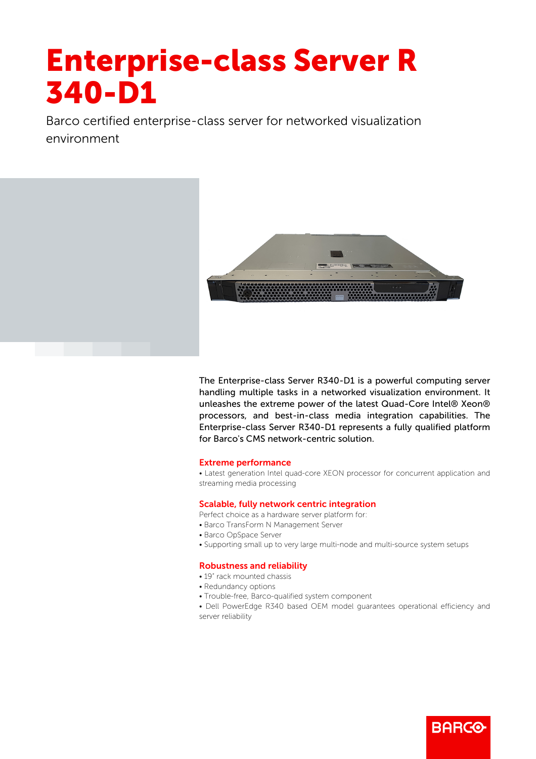# Enterprise-class Server R 340-D1

Barco certified enterprise-class server for networked visualization environment

The Enterprise-class Server R340-D1 is a powerful computing server handling multiple tasks in a networked visualization environment. It unleashes the extreme power of the latest Quad-Core Intel® Xeon® processors, and best-in-class media integration capabilities. The Enterprise-class Server R340-D1 represents a fully qualified platform for Barco's CMS network-centric solution.

## Extreme performance

- Latest generation Intel quad-core XEON processor for concurrent application and streaming media processing

## Scalable, fully network centric integration

Perfect choice as a hardware server platform for:

- Barco TransForm N Management Server
- Barco OpSpace Server
- Supporting small up to very large multi-node and multi-source system setups

## Robustness and reliability

- 19" rack mounted chassis
- Redundancy options
- Trouble-free, Barco-qualified system component
- Dell PowerEdge R340 based OEM model guarantees operational efficiency and server reliability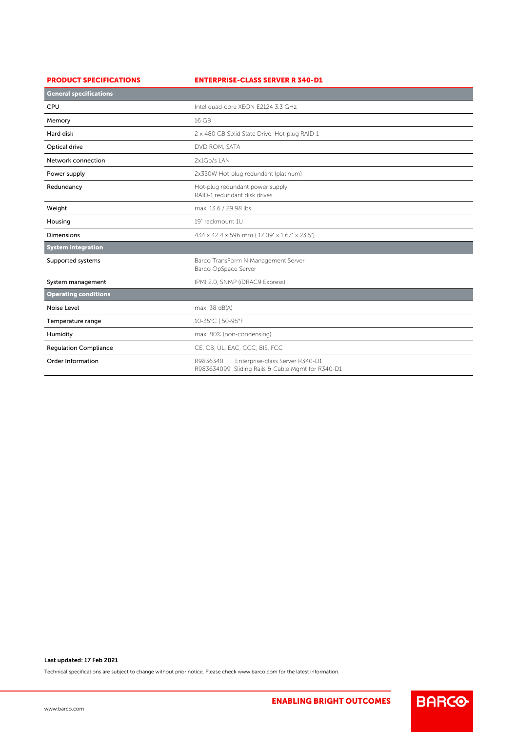| **PRODUCT SPECIFICATIONS** | **ENTERPRISE-CLASS SERVER R 340-D1** |
|---|---|
| **General specifications** | |
| CPU | Intel quad-core XEON E2124 3.3 GHz |
| Memory | 16 GB |
| Hard disk | 2 x 480 GB Solid State Drive, Hot-plug RAID-1 |
| Optical drive | DVD ROM, SATA |
| Network connection | 2x1Gb/s LAN |
| Power supply | 2x350W Hot-plug redundant (platinum) |
| Redundancy | Hot-plug redundant power supply<br>RAID-1 redundant disk drives |
| Weight | max. 13.6 / 29.98 lbs |
| Housing | 19" rackmount 1U |
| Dimensions | 434 x 42.4 x 596 mm ( 17.09" x 1.67" x 23.5") |
| **System integration** | |
| Supported systems | Barco TransForm N Management Server<br>Barco OpSpace Server |
| System management | IPMI 2.0, SNMP (iDRAC9 Express) |
| **Operating conditions** | |
| Noise Level | max. 38 dB(A) |
| Temperature range | 10-35°C \| 50-95°F |
| Humidity | max. 80% (non-condensing) |
| Regulation Compliance | CE, CB, UL, EAC, CCC, BIS, FCC |
| Order Information | R9836340 Enterprise-class Server R340-D1<br>R983634099 Sliding Rails & Cable Mgmt for R340-D1 |

**Last updated: 17 Feb 2021**

Technical specifications are subject to change without prior notice. Please check www.barco.com for the latest information.

**ENABLING BRIGHT OUTCOMES**

www.barco.com